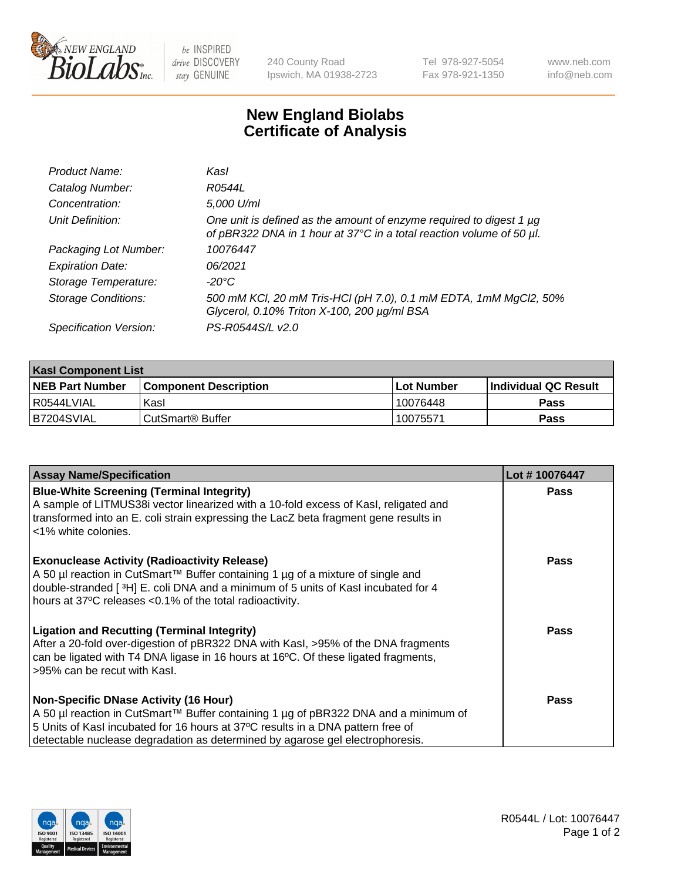# New England Biolabs Certificate of Analysis

| | |
|---|---|
| *Product Name:* | *KasI* |
| *Catalog Number:* | *R0544L* |
| *Concentration:* | *5,000 U/ml* |
| *Unit Definition:* | *One unit is defined as the amount of enzyme required to digest 1 µg of pBR322 DNA in 1 hour at 37°C in a total reaction volume of 50 µl.* |
| *Packaging Lot Number:* | *10076447* |
| *Expiration Date:* | *06/2021* |
| *Storage Temperature:* | *-20°C* |
| *Storage Conditions:* | *500 mM KCl, 20 mM Tris-HCl (pH 7.0), 0.1 mM EDTA, 1mM MgCl2, 50% Glycerol, 0.10% Triton X-100, 200 µg/ml BSA* |
| *Specification Version:* | *PS-R0544S/L v2.0* |

| KasI Component List | | | |
|---|---|---|---|
| **NEB Part Number** | **Component Description** | **Lot Number** | **Individual QC Result** |
| R0544LVIAL | KasI | 10076448 | **Pass** |
| B7204SVIAL | CutSmart® Buffer | 10075571 | **Pass** |

| Assay Name/Specification | Lot # 10076447 |
|---|---|
| **Blue-White Screening (Terminal Integrity)**<br>A sample of LITMUS38i vector linearized with a 10-fold excess of KasI, religated and transformed into an E. coli strain expressing the LacZ beta fragment gene results in <1% white colonies. | **Pass** |
| **Exonuclease Activity (Radioactivity Release)**<br>A 50 µl reaction in CutSmart™ Buffer containing 1 µg of a mixture of single and double-stranded [ $^3$H] E. coli DNA and a minimum of 5 units of KasI incubated for 4 hours at 37ºC releases <0.1% of the total radioactivity. | **Pass** |
| **Ligation and Recutting (Terminal Integrity)**<br>After a 20-fold over-digestion of pBR322 DNA with KasI, >95% of the DNA fragments can be ligated with T4 DNA ligase in 16 hours at 16ºC. Of these ligated fragments, >95% can be recut with KasI. | **Pass** |
| **Non-Specific DNase Activity (16 Hour)**<br>A 50 µl reaction in CutSmart™ Buffer containing 1 µg of pBR322 DNA and a minimum of 5 Units of KasI incubated for 16 hours at 37ºC results in a DNA pattern free of detectable nuclease degradation as determined by agarose gel electrophoresis. | **Pass** |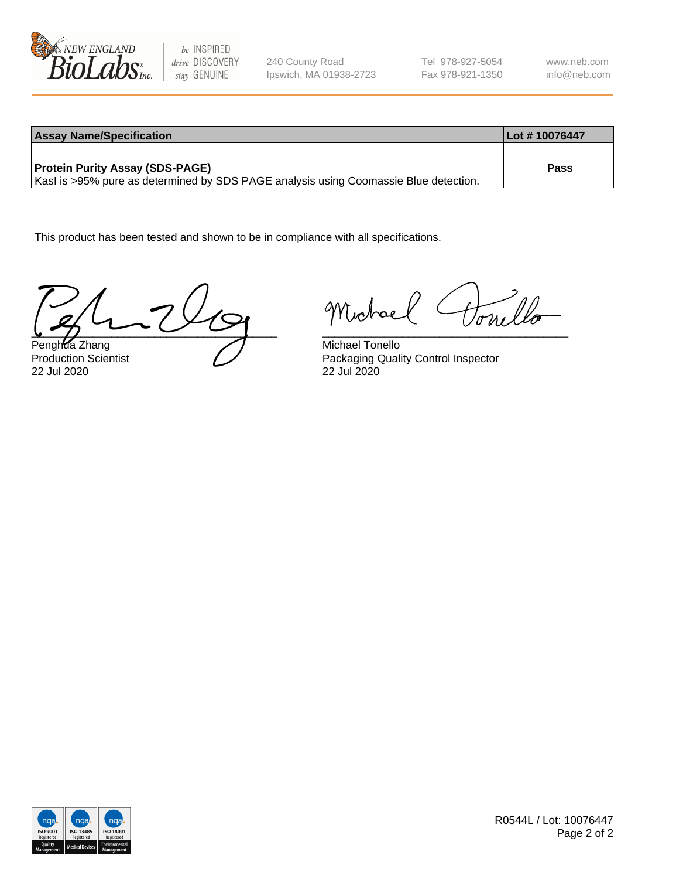| Assay Name/Specification | Lot # 10076447 |
|---|---|
| **Protein Purity Assay (SDS-PAGE)**<br>KasI is >95% pure as determined by SDS PAGE analysis using Coomassie Blue detection. | **Pass** |

This product has been tested and shown to be in compliance with all specifications.

Penghua Zhang
Production Scientist
22 Jul 2020

Michael Tonello
Packaging Quality Control Inspector
22 Jul 2020

R0544L / Lot: 10076447